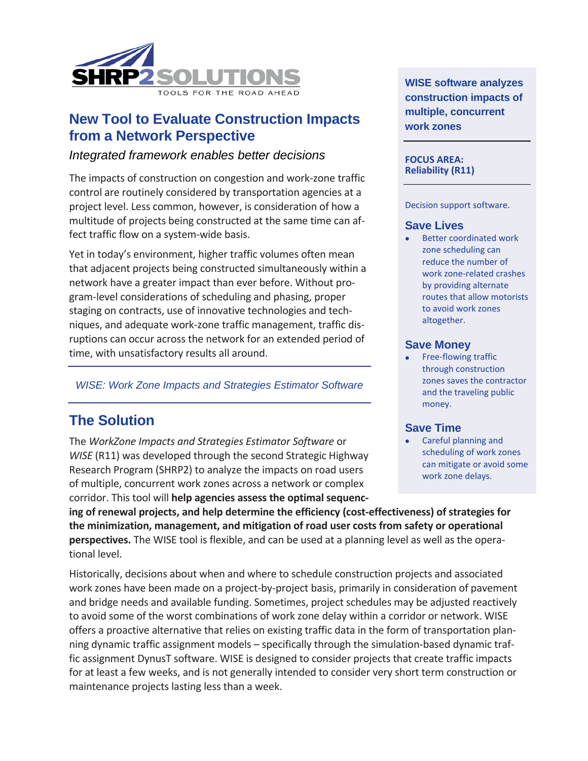SHRP2 SOLUTIONS

TOOLS FOR THE ROAD AHEAD

# New Tool to Evaluate Construction Impacts from a Network Perspective

*Integrated framework enables better decisions*

The impacts of construction on congestion and work-zone traffic control are routinely considered by transportation agencies at a project level. Less common, however, is consideration of how a multitude of projects being constructed at the same time can affect traffic flow on a system-wide basis.

Yet in today's environment, higher traffic volumes often mean that adjacent projects being constructed simultaneously within a network have a greater impact than ever before. Without program-level considerations of scheduling and phasing, proper staging on contracts, use of innovative technologies and techniques, and adequate work-zone traffic management, traffic disruptions can occur across the network for an extended period of time, with unsatisfactory results all around.

*WISE: Work Zone Impacts and Strategies Estimator Software*

**WISE software analyzes construction impacts of multiple, concurrent work zones**

**FOCUS AREA: Reliability (R11)**

Decision support software.

### Save Lives

- Better coordinated work zone scheduling can reduce the number of work zone-related crashes by providing alternate routes that allow motorists to avoid work zones altogether.

### Save Money

- Free-flowing traffic through construction zones saves the contractor and the traveling public money.

### Save Time

- Careful planning and scheduling of work zones can mitigate or avoid some work zone delays.

## The Solution

The *WorkZone Impacts and Strategies Estimator Software* or *WISE* (R11) was developed through the second Strategic Highway Research Program (SHRP2) to analyze the impacts on road users of multiple, concurrent work zones across a network or complex corridor. This tool will **help agencies assess the optimal sequencing of renewal projects, and help determine the efficiency (cost-effectiveness) of strategies for the minimization, management, and mitigation of road user costs from safety or operational perspectives.** The WISE tool is flexible, and can be used at a planning level as well as the operational level.

Historically, decisions about when and where to schedule construction projects and associated work zones have been made on a project-by-project basis, primarily in consideration of pavement and bridge needs and available funding. Sometimes, project schedules may be adjusted reactively to avoid some of the worst combinations of work zone delay within a corridor or network. WISE offers a proactive alternative that relies on existing traffic data in the form of transportation planning dynamic traffic assignment models – specifically through the simulation-based dynamic traffic assignment DynusT software. WISE is designed to consider projects that create traffic impacts for at least a few weeks, and is not generally intended to consider very short term construction or maintenance projects lasting less than a week.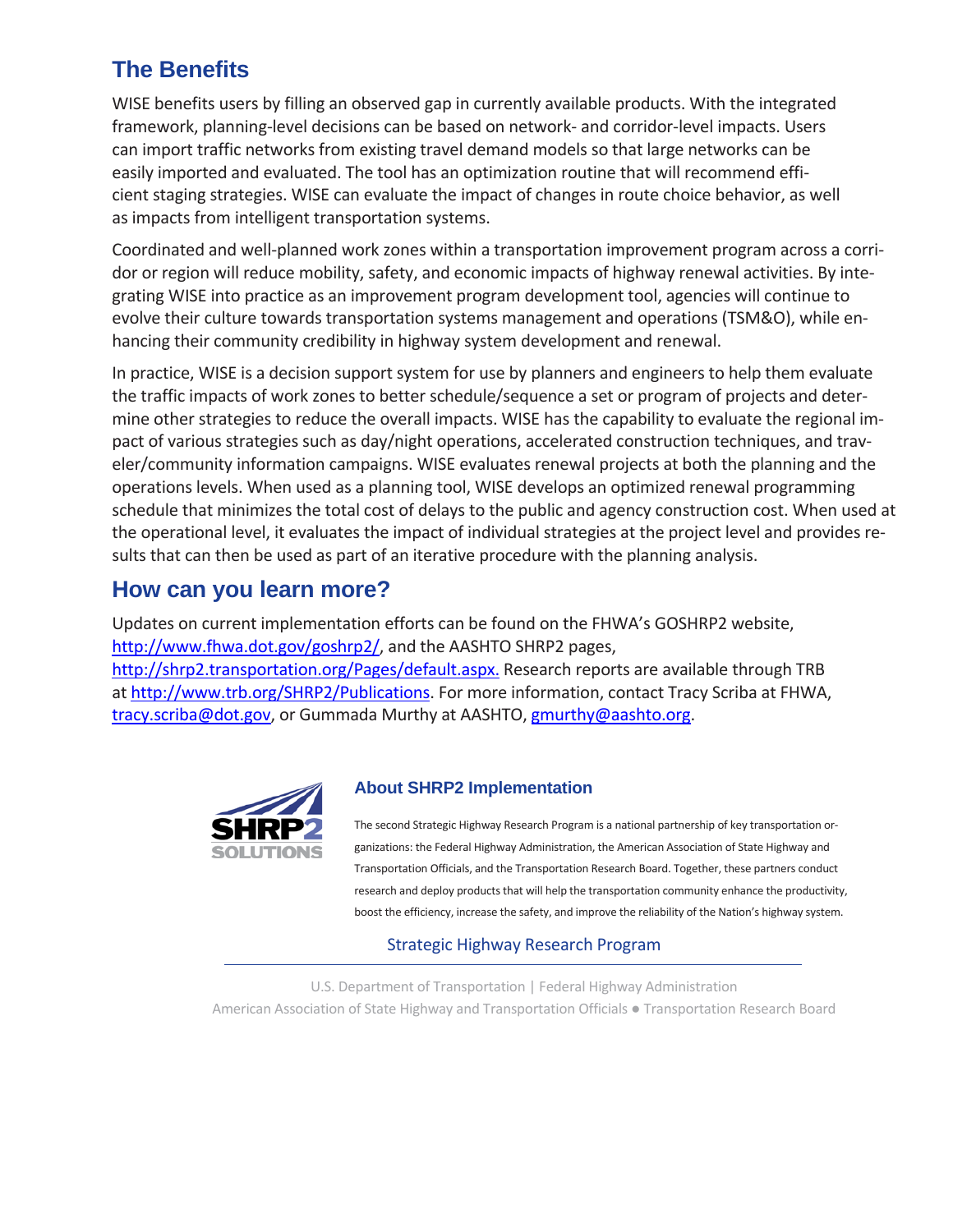## The Benefits

WISE benefits users by filling an observed gap in currently available products. With the integrated framework, planning-level decisions can be based on network- and corridor-level impacts. Users can import traffic networks from existing travel demand models so that large networks can be easily imported and evaluated. The tool has an optimization routine that will recommend efficient staging strategies. WISE can evaluate the impact of changes in route choice behavior, as well as impacts from intelligent transportation systems.

Coordinated and well-planned work zones within a transportation improvement program across a corridor or region will reduce mobility, safety, and economic impacts of highway renewal activities. By integrating WISE into practice as an improvement program development tool, agencies will continue to evolve their culture towards transportation systems management and operations (TSM&O), while enhancing their community credibility in highway system development and renewal.

In practice, WISE is a decision support system for use by planners and engineers to help them evaluate the traffic impacts of work zones to better schedule/sequence a set or program of projects and determine other strategies to reduce the overall impacts. WISE has the capability to evaluate the regional impact of various strategies such as day/night operations, accelerated construction techniques, and traveler/community information campaigns. WISE evaluates renewal projects at both the planning and the operations levels. When used as a planning tool, WISE develops an optimized renewal programming schedule that minimizes the total cost of delays to the public and agency construction cost. When used at the operational level, it evaluates the impact of individual strategies at the project level and provides results that can then be used as part of an iterative procedure with the planning analysis.

## How can you learn more?

Updates on current implementation efforts can be found on the FHWA's GOSHRP2 website, http://www.fhwa.dot.gov/goshrp2/, and the AASHTO SHRP2 pages, http://shrp2.transportation.org/Pages/default.aspx. Research reports are available through TRB at http://www.trb.org/SHRP2/Publications. For more information, contact Tracy Scriba at FHWA, tracy.scriba@dot.gov, or Gummada Murthy at AASHTO, gmurthy@aashto.org.

SHRP2 SOLUTIONS

### About SHRP2 Implementation

The second Strategic Highway Research Program is a national partnership of key transportation organizations: the Federal Highway Administration, the American Association of State Highway and Transportation Officials, and the Transportation Research Board. Together, these partners conduct research and deploy products that will help the transportation community enhance the productivity, boost the efficiency, increase the safety, and improve the reliability of the Nation's highway system.

Strategic Highway Research Program

U.S. Department of Transportation | Federal Highway Administration
American Association of State Highway and Transportation Officials ● Transportation Research Board